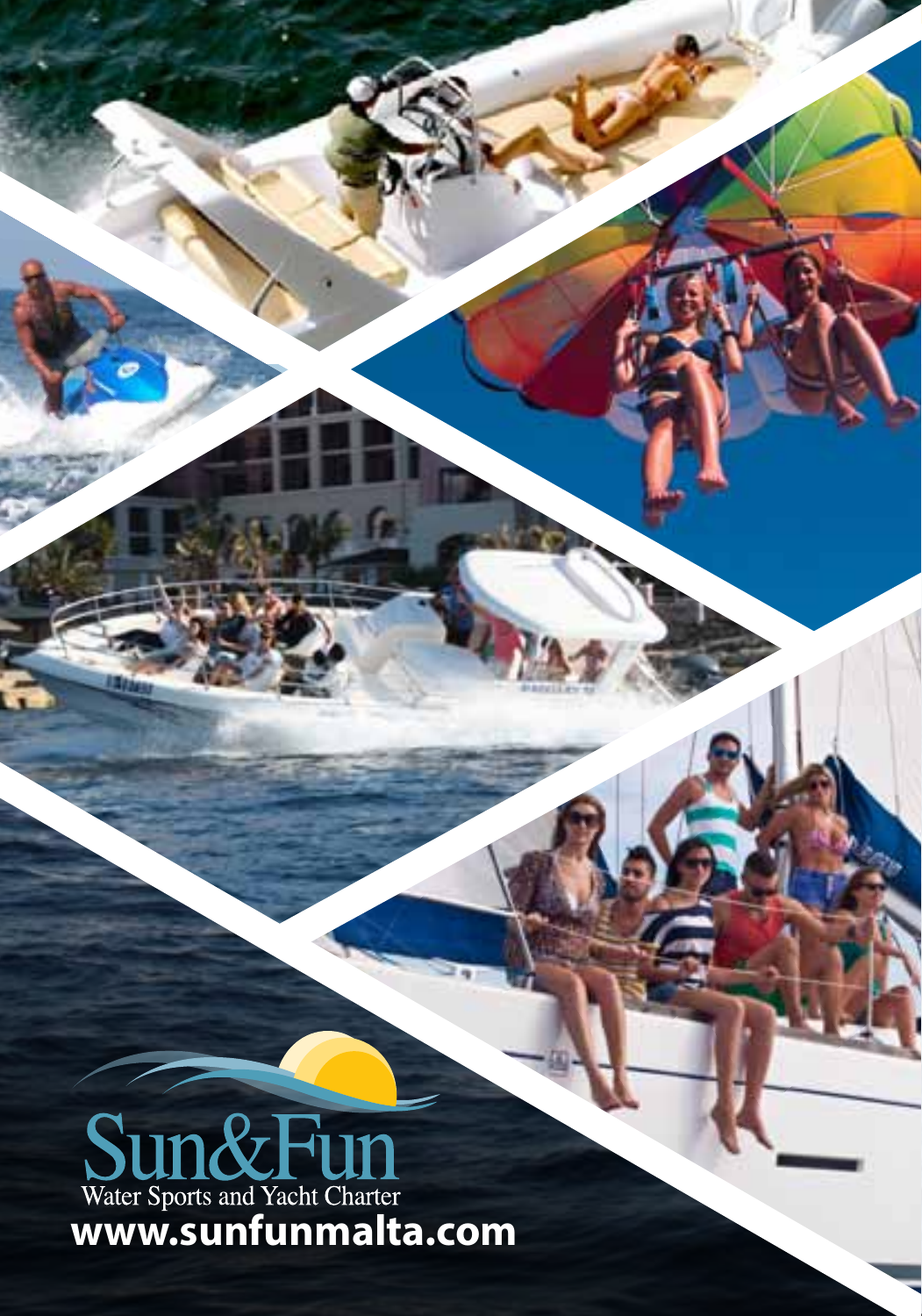# Sun&Fun

Water Sports and Yacht Charter

**www.sunfunmalta.com**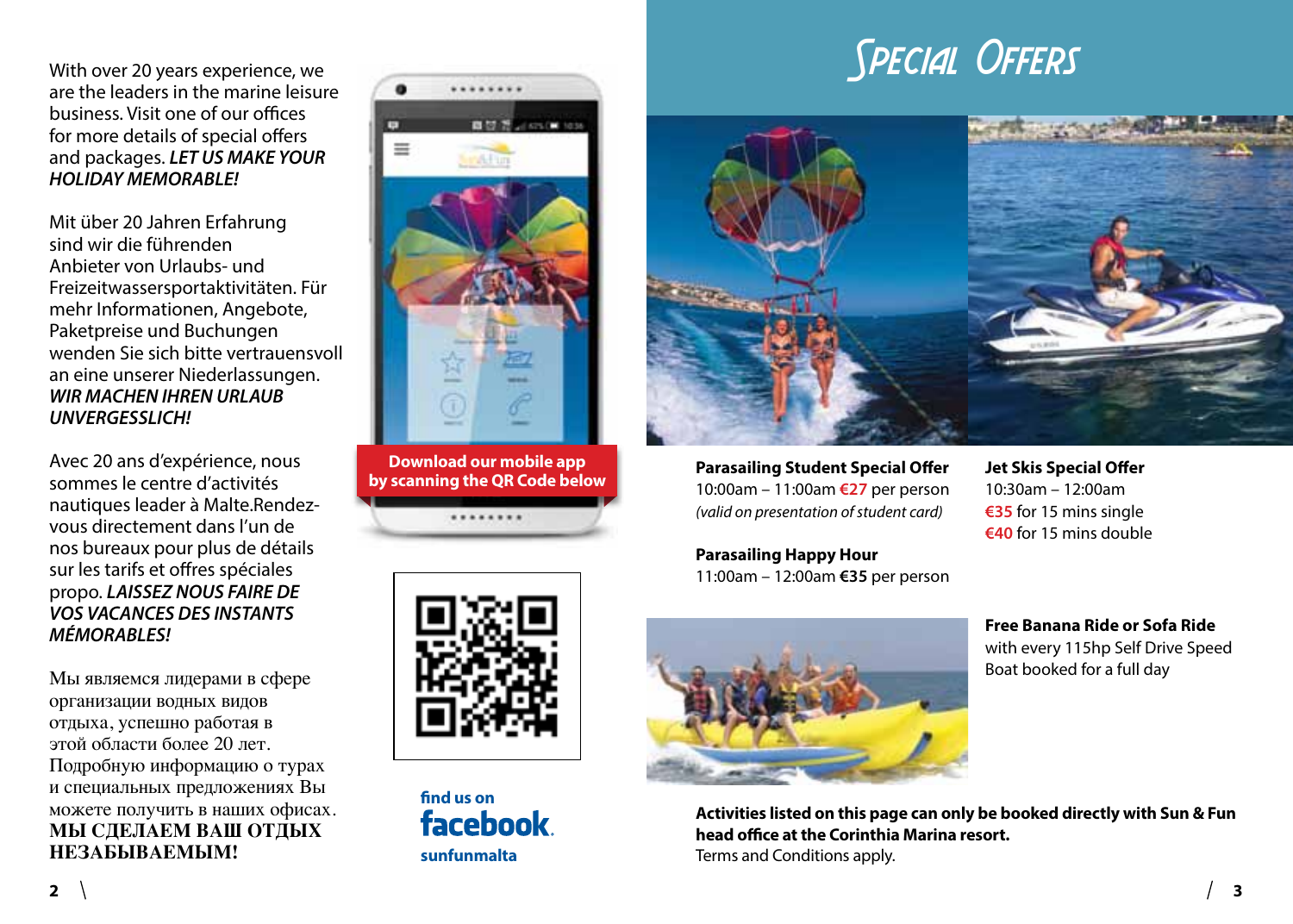With over 20 years experience, we are the leaders in the marine leisure business. Visit one of our offices for more details of special offers and packages. ***LET US MAKE YOUR HOLIDAY MEMORABLE!***

Mit über 20 Jahren Erfahrung sind wir die führenden Anbieter von Urlaubs- und Freizeitwassersportaktivitäten. Für mehr Informationen, Angebote, Paketpreise und Buchungen wenden Sie sich bitte vertrauensvoll an eine unserer Niederlassungen. ***WIR MACHEN IHREN URLAUB UNVERGESSLICH!***

Avec 20 ans d'expérience, nous sommes le centre d'activités nautiques leader à Malte.Rendez-vous directement dans l'un de nos bureaux pour plus de détails sur les tarifs et offres spéciales propo. ***LAISSEZ NOUS FAIRE DE VOS VACANCES DES INSTANTS MÉMORABLES!***

Мы являемся лидерами в сфере организации водных видов отдыха, успешно работая в этой области более 20 лет. Подробную информацию о турах и специальных предложениях Вы можете получить в наших офисах. **МЫ СДЕЛАЕМ ВАШ ОТДЫХ НЕЗАБЫВАЕМЫМ!**

**Download our mobile app by scanning the QR Code below**

**find us on facebook. sunfunmalta**

# Special Offers

**Parasailing Student Special Offer**
10:00am – 11:00am €27 per person
*(valid on presentation of student card)*

**Parasailing Happy Hour**
11:00am – 12:00am **€35** per person

**Jet Skis Special Offer**
10:30am – 12:00am
€35 for 15 mins single
€40 for 15 mins double

**Free Banana Ride or Sofa Ride**
with every 115hp Self Drive Speed Boat booked for a full day

**Activities listed on this page can only be booked directly with Sun & Fun head office at the Corinthia Marina resort.**
Terms and Conditions apply.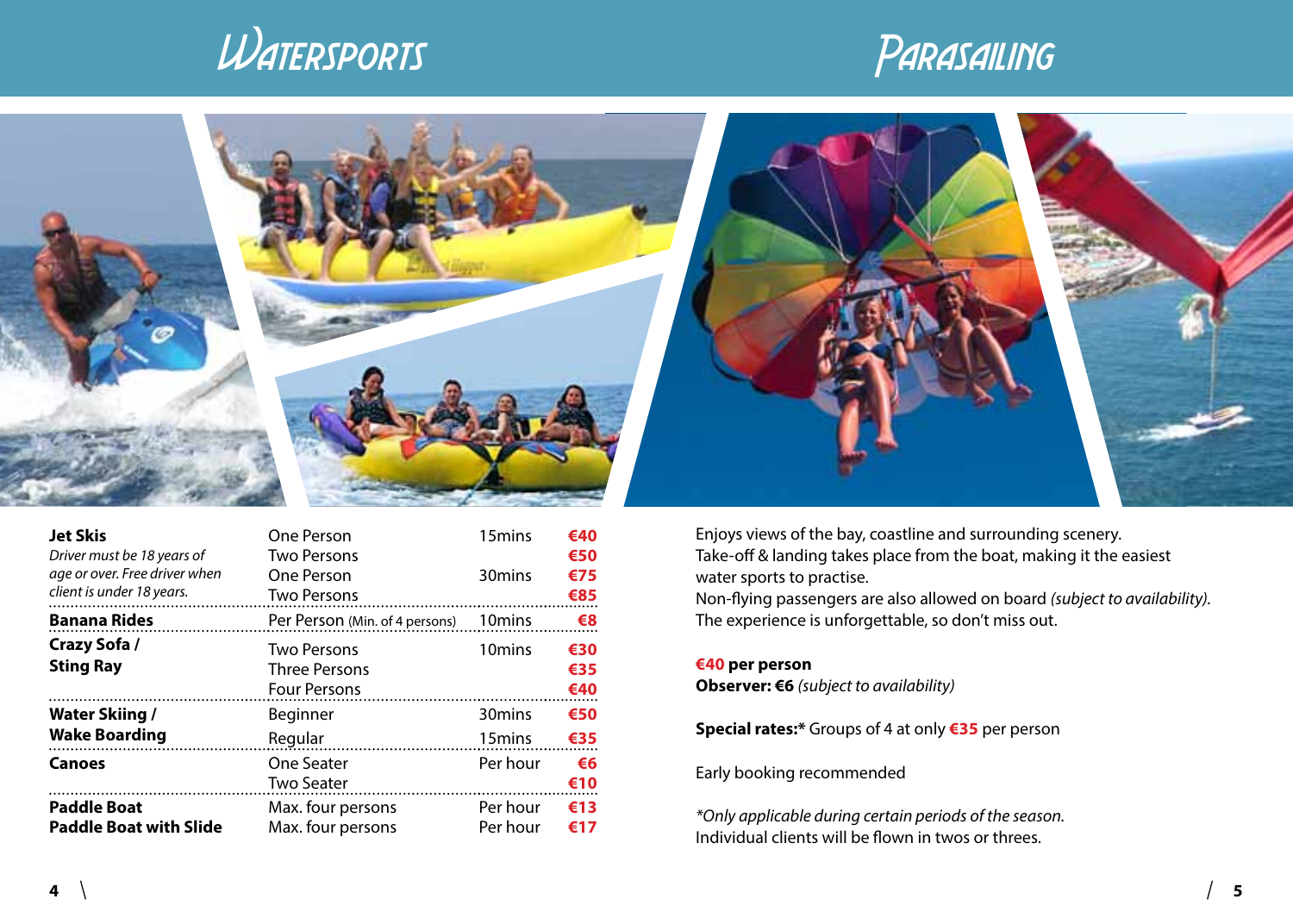# Watersports

| Activity | Option | Duration | Price |
|---|---|---|---|
| **Jet Skis** *Driver must be 18 years of age or over. Free driver when client is under 18 years.* | One Person | 15mins | €40 |
| | Two Persons | | €50 |
| | One Person | 30mins | €75 |
| | Two Persons | | €85 |
| **Banana Rides** | Per Person (Min. of 4 persons) | 10mins | €8 |
| **Crazy Sofa / Sting Ray** | Two Persons | 10mins | €30 |
| | Three Persons | | €35 |
| | Four Persons | | €40 |
| **Water Skiing / Wake Boarding** | Beginner | 30mins | €50 |
| | Regular | 15mins | €35 |
| **Canoes** | One Seater | Per hour | €6 |
| | Two Seater | | €10 |
| **Paddle Boat** | Max. four persons | Per hour | €13 |
| **Paddle Boat with Slide** | Max. four persons | Per hour | €17 |

# Parasailing

Enjoys views of the bay, coastline and surrounding scenery.
Take-off & landing takes place from the boat, making it the easiest water sports to practise.
Non-flying passengers are also allowed on board *(subject to availability).*
The experience is unforgettable, so don't miss out.

**€40 per person**
**Observer: €6** *(subject to availability)*

**Special rates:*** Groups of 4 at only **€35** per person

Early booking recommended

**Only applicable during certain periods of the season.*
Individual clients will be flown in twos or threes.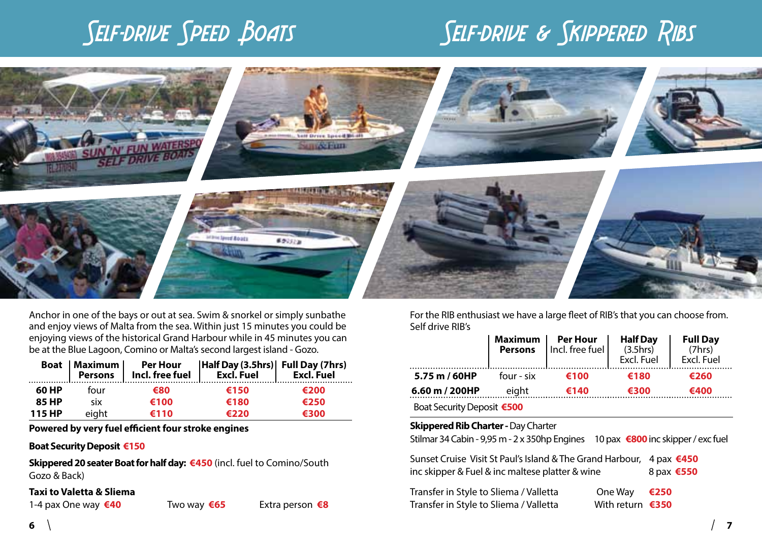# Self-drive Speed Boats

Anchor in one of the bays or out at sea. Swim & snorkel or simply sunbathe and enjoy views of Malta from the sea. Within just 15 minutes you could be enjoying views of the historical Grand Harbour while in 45 minutes you can be at the Blue Lagoon, Comino or Malta's second largest island - Gozo.

| Boat | Maximum Persons | Per Hour Incl. free fuel | Half Day (3.5hrs) Excl. Fuel | Full Day (7hrs) Excl. Fuel |
|---|---|---|---|---|
| 60 HP | four | €80 | €150 | €200 |
| 85 HP | six | €100 | €180 | €250 |
| 115 HP | eight | €110 | €220 | €300 |

**Powered by very fuel efficient four stroke engines**

**Boat Security Deposit €150**

**Skippered 20 seater Boat for half day: €450** (incl. fuel to Comino/South Gozo & Back)

**Taxi to Valetta & Sliema**

1-4 pax One way **€40** Two way **€65** Extra person **€8**

# Self-drive & Skippered Ribs

For the RIB enthusiast we have a large fleet of RIB's that you can choose from.
Self drive RIB's

| | Maximum Persons | Per Hour Incl. free fuel | Half Day (3.5hrs) Excl. Fuel | Full Day (7hrs) Excl. Fuel |
|---|---|---|---|---|
| 5.75 m / 60HP | four - six | €100 | €180 | €260 |
| 6.60 m / 200HP | eight | €140 | €300 | €400 |

Boat Security Deposit **€500**

**Skippered Rib Charter -** Day Charter

Stilmar 34 Cabin - 9,95 m - 2 x 350hp Engines 10 pax **€800** inc skipper / exc fuel

Sunset Cruise Visit St Paul's Island & The Grand Harbour, inc skipper & Fuel & inc maltese platter & wine 4 pax **€450** 8 pax **€550**

Transfer in Style to Sliema / Valletta One Way **€250**
Transfer in Style to Sliema / Valletta With return **€350**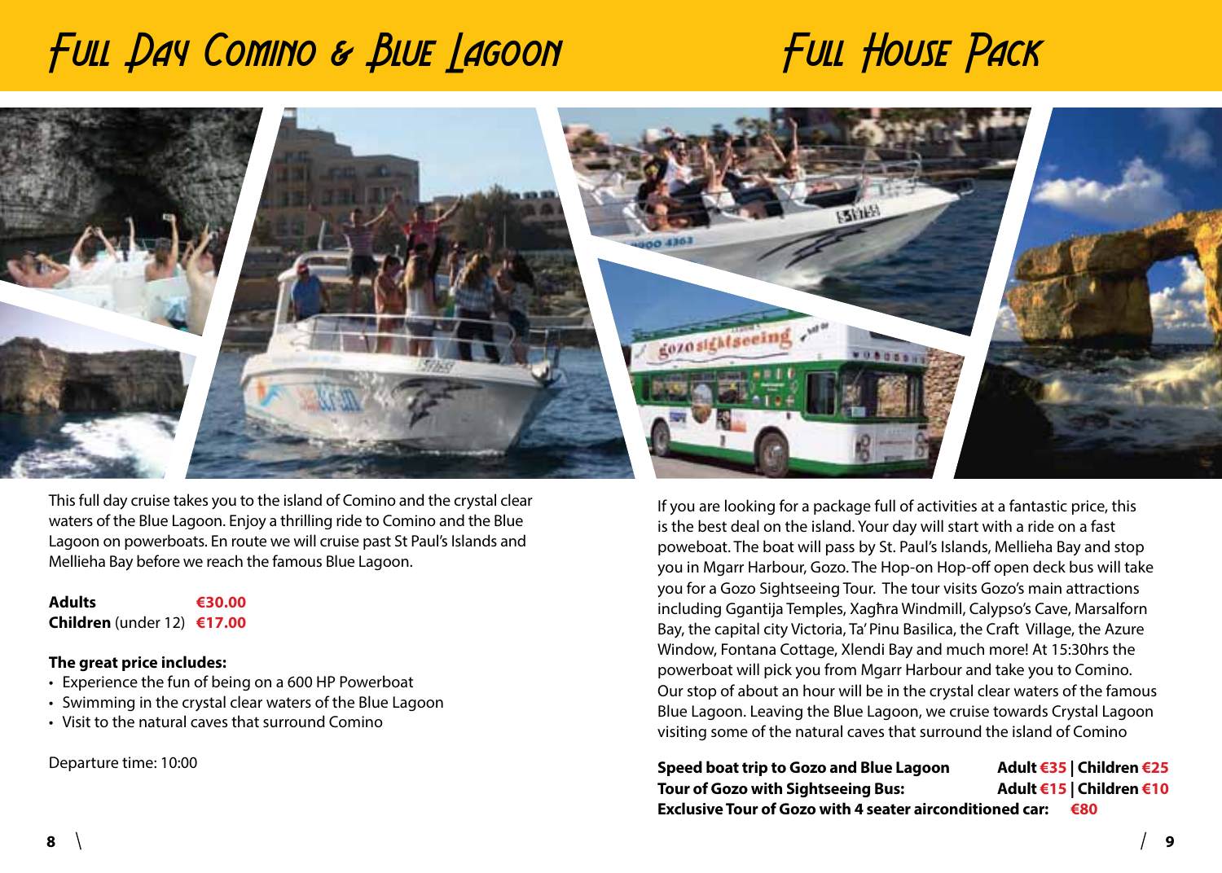# Full Day Comino & Blue Lagoon

This full day cruise takes you to the island of Comino and the crystal clear waters of the Blue Lagoon. Enjoy a thrilling ride to Comino and the Blue Lagoon on powerboats. En route we will cruise past St Paul's Islands and Mellieha Bay before we reach the famous Blue Lagoon.

**Adults** €30.00
**Children** (under 12) €17.00

**The great price includes:**

- Experience the fun of being on a 600 HP Powerboat
- Swimming in the crystal clear waters of the Blue Lagoon
- Visit to the natural caves that surround Comino

Departure time: 10:00

# Full House Pack

If you are looking for a package full of activities at a fantastic price, this is the best deal on the island. Your day will start with a ride on a fast poweboat. The boat will pass by St. Paul's Islands, Mellieha Bay and stop you in Mgarr Harbour, Gozo. The Hop-on Hop-off open deck bus will take you for a Gozo Sightseeing Tour. The tour visits Gozo's main attractions including Ggantija Temples, Xagħra Windmill, Calypso's Cave, Marsalforn Bay, the capital city Victoria, Ta' Pinu Basilica, the Craft Village, the Azure Window, Fontana Cottage, Xlendi Bay and much more! At 15:30hrs the powerboat will pick you from Mgarr Harbour and take you to Comino. Our stop of about an hour will be in the crystal clear waters of the famous Blue Lagoon. Leaving the Blue Lagoon, we cruise towards Crystal Lagoon visiting some of the natural caves that surround the island of Comino

**Speed boat trip to Gozo and Blue Lagoon** — **Adult €35 | Children €25**
**Tour of Gozo with Sightseeing Bus:** — **Adult €15 | Children €10**
**Exclusive Tour of Gozo with 4 seater airconditioned car:** — **€80**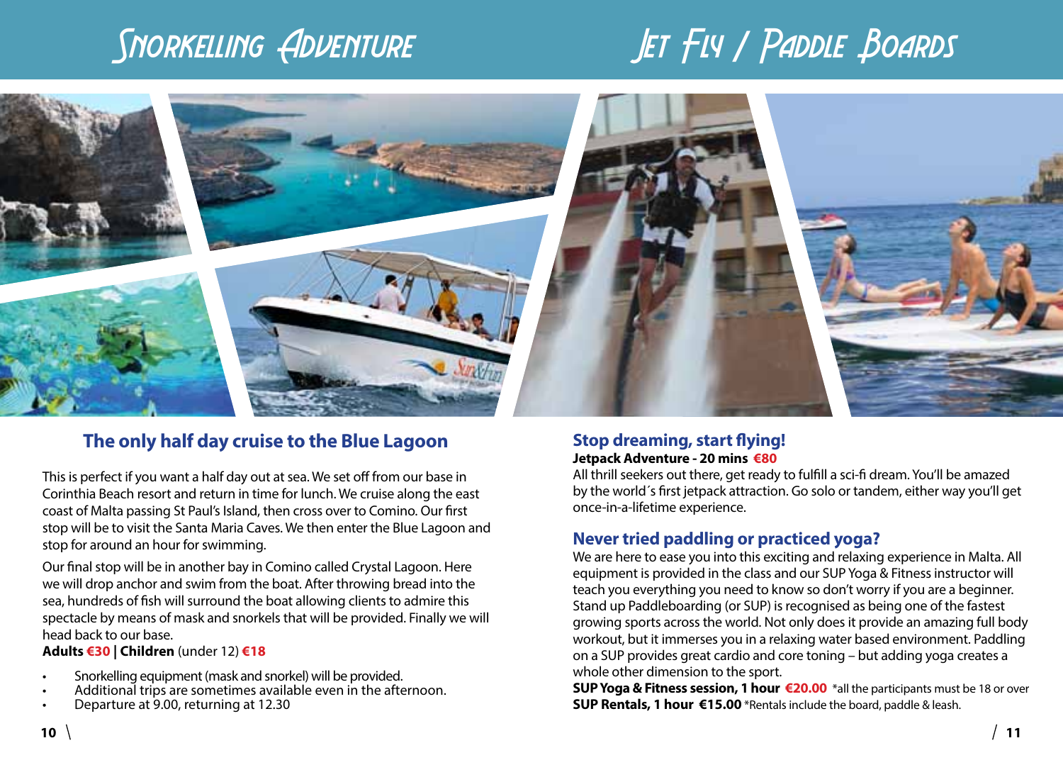# Snorkelling Adventure

## The only half day cruise to the Blue Lagoon

This is perfect if you want a half day out at sea. We set off from our base in Corinthia Beach resort and return in time for lunch. We cruise along the east coast of Malta passing St Paul's Island, then cross over to Comino. Our first stop will be to visit the Santa Maria Caves. We then enter the Blue Lagoon and stop for around an hour for swimming.

Our final stop will be in another bay in Comino called Crystal Lagoon. Here we will drop anchor and swim from the boat. After throwing bread into the sea, hundreds of fish will surround the boat allowing clients to admire this spectacle by means of mask and snorkels that will be provided. Finally we will head back to our base.

**Adults €30 | Children** (under 12) **€18**

- Snorkelling equipment (mask and snorkel) will be provided.
- Additional trips are sometimes available even in the afternoon.
- Departure at 9.00, returning at 12.30

# Jet Fly / Paddle Boards

## Stop dreaming, start flying!

**Jetpack Adventure - 20 mins €80**

All thrill seekers out there, get ready to fulfill a sci-fi dream. You'll be amazed by the world´s first jetpack attraction. Go solo or tandem, either way you'll get once-in-a-lifetime experience.

## Never tried paddling or practiced yoga?

We are here to ease you into this exciting and relaxing experience in Malta. All equipment is provided in the class and our SUP Yoga & Fitness instructor will teach you everything you need to know so don't worry if you are a beginner. Stand up Paddleboarding (or SUP) is recognised as being one of the fastest growing sports across the world. Not only does it provide an amazing full body workout, but it immerses you in a relaxing water based environment. Paddling on a SUP provides great cardio and core toning – but adding yoga creates a whole other dimension to the sport.

**SUP Yoga & Fitness session, 1 hour €20.00** *all the participants must be 18 or over

**SUP Rentals, 1 hour €15.00** *Rentals include the board, paddle & leash.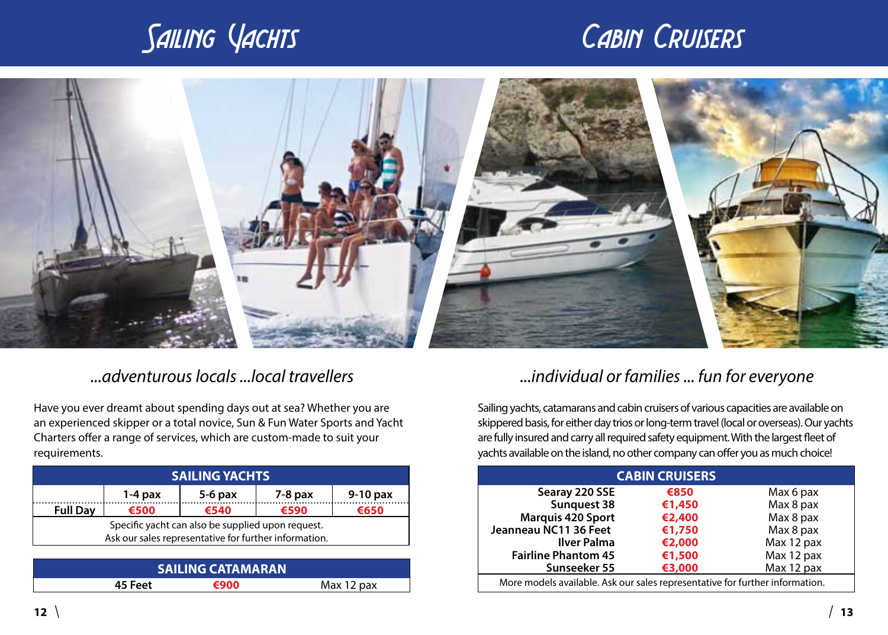# Sailing Yachts

*...adventurous locals ...local travellers*

Have you ever dreamt about spending days out at sea? Whether you are an experienced skipper or a total novice, Sun & Fun Water Sports and Yacht Charters offer a range of services, which are custom-made to suit your requirements.

| SAILING YACHTS | | | | |
|---|---|---|---|---|
| | 1-4 pax | 5-6 pax | 7-8 pax | 9-10 pax |
| Full Day | €500 | €540 | €590 | €650 |
| Specific yacht can also be supplied upon request. Ask our sales representative for further information. | | | | |

| SAILING CATAMARAN | | |
|---|---|---|
| 45 Feet | €900 | Max 12 pax |

# Cabin Cruisers

*...individual or families ... fun for everyone*

Sailing yachts, catamarans and cabin cruisers of various capacities are available on skippered basis, for either day trios or long-term travel (local or overseas). Our yachts are fully insured and carry all required safety equipment. With the largest fleet of yachts available on the island, no other company can offer you as much choice!

| CABIN CRUISERS | | |
|---|---|---|
| Searay 220 SSE | €850 | Max 6 pax |
| Sunquest 38 | €1,450 | Max 8 pax |
| Marquis 420 Sport | €2,400 | Max 8 pax |
| Jeanneau NC11 36 Feet | €1,750 | Max 8 pax |
| Ilver Palma | €2,000 | Max 12 pax |
| Fairline Phantom 45 | €1,500 | Max 12 pax |
| Sunseeker 55 | €3,000 | Max 12 pax |
| More models available. Ask our sales representative for further information. | | |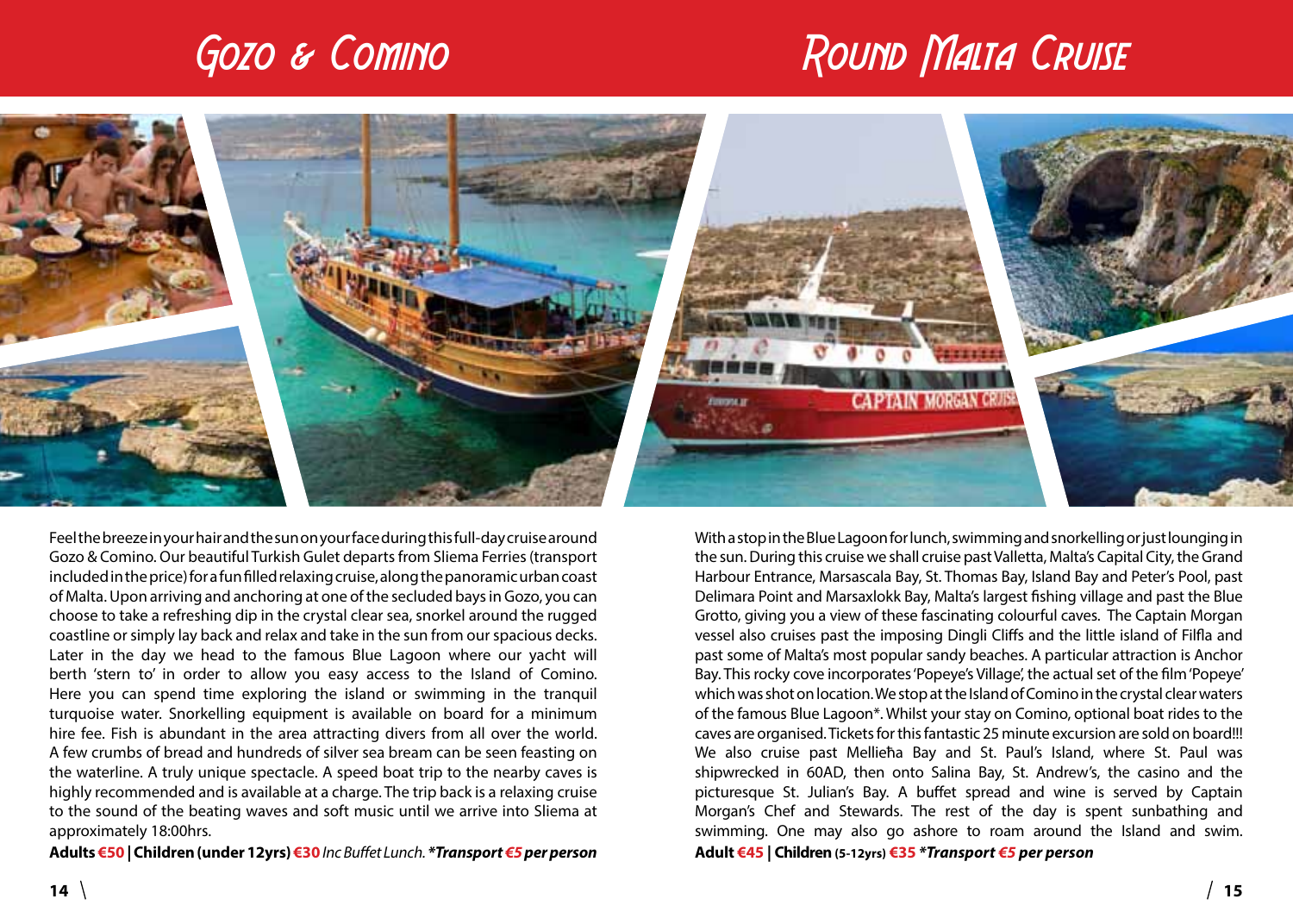# Gozo & Comino

Feel the breeze in your hair and the sun on your face during this full-day cruise around Gozo & Comino. Our beautiful Turkish Gulet departs from Sliema Ferries (transport included in the price) for a fun filled relaxing cruise, along the panoramic urban coast of Malta. Upon arriving and anchoring at one of the secluded bays in Gozo, you can choose to take a refreshing dip in the crystal clear sea, snorkel around the rugged coastline or simply lay back and relax and take in the sun from our spacious decks. Later in the day we head to the famous Blue Lagoon where our yacht will berth 'stern to' in order to allow you easy access to the Island of Comino. Here you can spend time exploring the island or swimming in the tranquil turquoise water. Snorkelling equipment is available on board for a minimum hire fee. Fish is abundant in the area attracting divers from all over the world. A few crumbs of bread and hundreds of silver sea bream can be seen feasting on the waterline. A truly unique spectacle. A speed boat trip to the nearby caves is highly recommended and is available at a charge. The trip back is a relaxing cruise to the sound of the beating waves and soft music until we arrive into Sliema at approximately 18:00hrs.

**Adults €50 | Children (under 12yrs) €30** *Inc Buffet Lunch.* ***\*Transport €5 per person***

# Round Malta Cruise

With a stop in the Blue Lagoon for lunch, swimming and snorkelling or just lounging in the sun. During this cruise we shall cruise past Valletta, Malta's Capital City, the Grand Harbour Entrance, Marsascala Bay, St. Thomas Bay, Island Bay and Peter's Pool, past Delimara Point and Marsaxlokk Bay, Malta's largest fishing village and past the Blue Grotto, giving you a view of these fascinating colourful caves. The Captain Morgan vessel also cruises past the imposing Dingli Cliffs and the little island of Filfla and past some of Malta's most popular sandy beaches. A particular attraction is Anchor Bay. This rocky cove incorporates 'Popeye's Village', the actual set of the film 'Popeye' which was shot on location. We stop at the Island of Comino in the crystal clear waters of the famous Blue Lagoon*. Whilst your stay on Comino, optional boat rides to the caves are organised. Tickets for this fantastic 25 minute excursion are sold on board!!! We also cruise past Mellieħa Bay and St. Paul's Island, where St. Paul was shipwrecked in 60AD, then onto Salina Bay, St. Andrew's, the casino and the picturesque St. Julian's Bay. A buffet spread and wine is served by Captain Morgan's Chef and Stewards. The rest of the day is spent sunbathing and swimming. One may also go ashore to roam around the Island and swim.

**Adult €45 | Children (5-12yrs) €35** ***\*Transport €5 per person***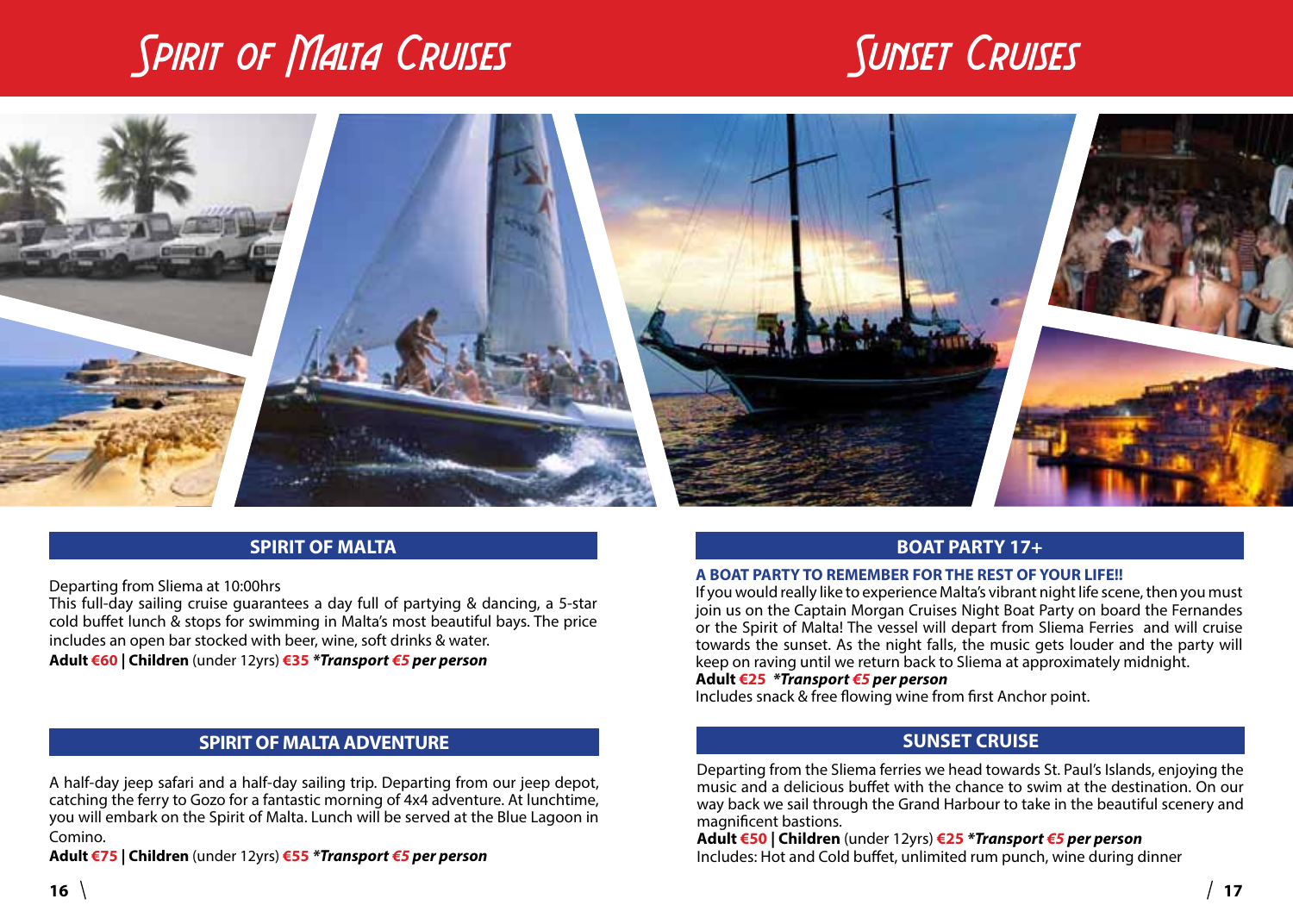# Spirit of Malta Cruises

## SPIRIT OF MALTA

Departing from Sliema at 10:00hrs
This full-day sailing cruise guarantees a day full of partying & dancing, a 5-star cold buffet lunch & stops for swimming in Malta's most beautiful bays. The price includes an open bar stocked with beer, wine, soft drinks & water.
**Adult €60 | Children** (under 12yrs) **€35** ***Transport €5 per person***

## SPIRIT OF MALTA ADVENTURE

A half-day jeep safari and a half-day sailing trip. Departing from our jeep depot, catching the ferry to Gozo for a fantastic morning of 4x4 adventure. At lunchtime, you will embark on the Spirit of Malta. Lunch will be served at the Blue Lagoon in Comino.
**Adult €75 | Children** (under 12yrs) **€55** ***Transport €5 per person***

# Sunset Cruises

## BOAT PARTY 17+

**A BOAT PARTY TO REMEMBER FOR THE REST OF YOUR LIFE!!**
If you would really like to experience Malta's vibrant night life scene, then you must join us on the Captain Morgan Cruises Night Boat Party on board the Fernandes or the Spirit of Malta! The vessel will depart from Sliema Ferries and will cruise towards the sunset. As the night falls, the music gets louder and the party will keep on raving until we return back to Sliema at approximately midnight.
**Adult €25** ***Transport €5 per person***
Includes snack & free flowing wine from first Anchor point.

## SUNSET CRUISE

Departing from the Sliema ferries we head towards St. Paul's Islands, enjoying the music and a delicious buffet with the chance to swim at the destination. On our way back we sail through the Grand Harbour to take in the beautiful scenery and magnificent bastions.
**Adult €50 | Children** (under 12yrs) **€25** ***Transport €5 per person***
Includes: Hot and Cold buffet, unlimited rum punch, wine during dinner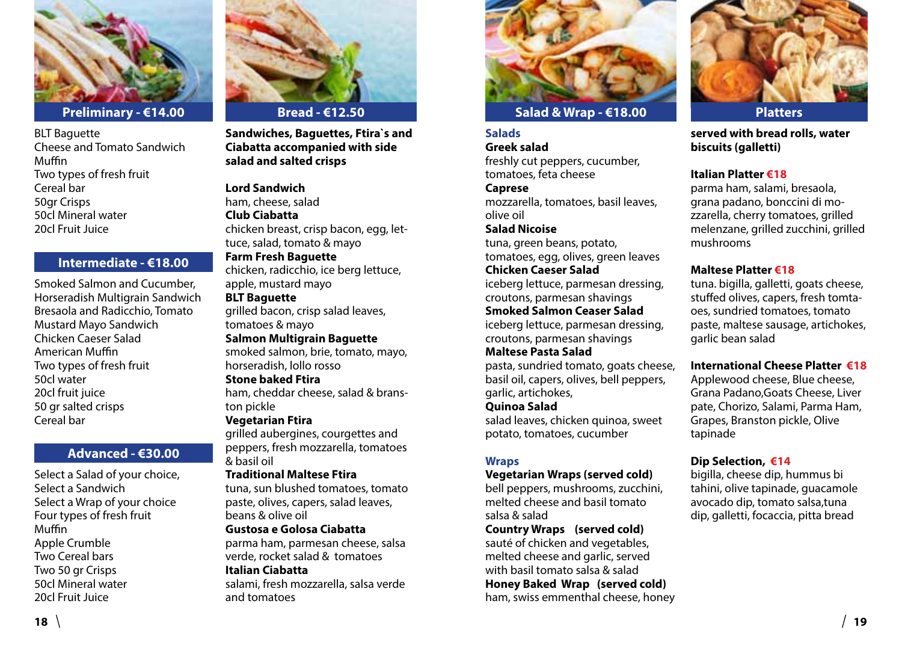## Preliminary - €14.00

BLT Baguette
Cheese and Tomato Sandwich
Muffin
Two types of fresh fruit
Cereal bar
50gr Crisps
50cl Mineral water
20cl Fruit Juice

## Intermediate - €18.00

Smoked Salmon and Cucumber, Horseradish Multigrain Sandwich
Bresaola and Radicchio, Tomato Mustard Mayo Sandwich
Chicken Caeser Salad
American Muffin
Two types of fresh fruit
50cl water
20cl fruit juice
50 gr salted crisps
Cereal bar

## Advanced - €30.00

Select a Salad of your choice,
Select a Sandwich
Select a Wrap of your choice
Four types of fresh fruit
Muffin
Apple Crumble
Two Cereal bars
Two 50 gr Crisps
50cl Mineral water
20cl Fruit Juice

## Bread - €12.50

**Sandwiches, Baguettes, Ftira`s and Ciabatta accompanied with side salad and salted crisps**

**Lord Sandwich**
ham, cheese, salad
**Club Ciabatta**
chicken breast, crisp bacon, egg, lettuce, salad, tomato & mayo
**Farm Fresh Baguette**
chicken, radicchio, ice berg lettuce, apple, mustard mayo
**BLT Baguette**
grilled bacon, crisp salad leaves, tomatoes & mayo
**Salmon Multigrain Baguette**
smoked salmon, brie, tomato, mayo, horseradish, lollo rosso
**Stone baked Ftira**
ham, cheddar cheese, salad & branston pickle
**Vegetarian Ftira**
grilled aubergines, courgettes and peppers, fresh mozzarella, tomatoes & basil oil
**Traditional Maltese Ftira**
tuna, sun blushed tomatoes, tomato paste, olives, capers, salad leaves, beans & olive oil
**Gustosa e Golosa Ciabatta**
parma ham, parmesan cheese, salsa verde, rocket salad & tomatoes
**Italian Ciabatta**
salami, fresh mozzarella, salsa verde and tomatoes

## Salad & Wrap - €18.00

### Salads

**Greek salad**
freshly cut peppers, cucumber, tomatoes, feta cheese
**Caprese**
mozzarella, tomatoes, basil leaves, olive oil
**Salad Nicoise**
tuna, green beans, potato, tomatoes, egg, olives, green leaves
**Chicken Caeser Salad**
iceberg lettuce, parmesan dressing, croutons, parmesan shavings
**Smoked Salmon Ceaser Salad**
iceberg lettuce, parmesan dressing, croutons, parmesan shavings
**Maltese Pasta Salad**
pasta, sundried tomato, goats cheese, basil oil, capers, olives, bell peppers, garlic, artichokes,
**Quinoa Salad**
salad leaves, chicken quinoa, sweet potato, tomatoes, cucumber

### Wraps

**Vegetarian Wraps (served cold)**
bell peppers, mushrooms, zucchini, melted cheese and basil tomato salsa & salad
**Country Wraps (served cold)**
sauté of chicken and vegetables, melted cheese and garlic, served with basil tomato salsa & salad
**Honey Baked Wrap (served cold)**
ham, swiss emmenthal cheese, honey

## Platters

**served with bread rolls, water biscuits (galletti)**

**Italian Platter €18**
parma ham, salami, bresaola, grana padano, bonccini di mozzarella, cherry tomatoes, grilled melenzane, grilled zucchini, grilled mushrooms

**Maltese Platter €18**
tuna. bigilla, galletti, goats cheese, stuffed olives, capers, fresh tomtaoes, sundried tomatoes, tomato paste, maltese sausage, artichokes, garlic bean salad

**International Cheese Platter €18**
Applewood cheese, Blue cheese, Grana Padano,Goats Cheese, Liver pate, Chorizo, Salami, Parma Ham, Grapes, Branston pickle, Olive tapinade

**Dip Selection, €14**
bigilla, cheese dip, hummus bi tahini, olive tapinade, guacamole avocado dip, tomato salsa,tuna dip, galletti, focaccia, pitta bread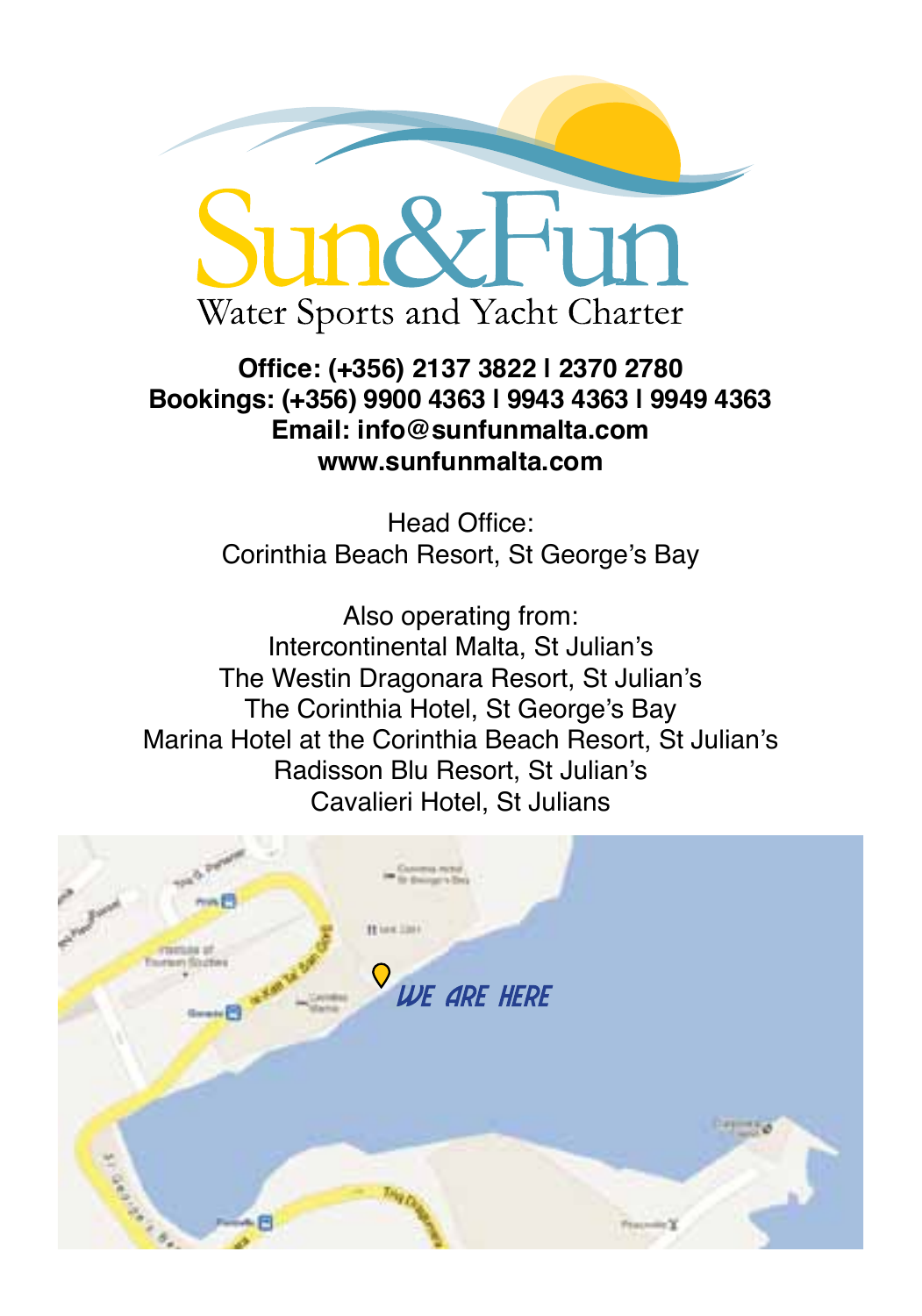# Sun&Fun

Water Sports and Yacht Charter

**Office: (+356) 2137 3822 | 2370 2780**
**Bookings: (+356) 9900 4363 | 9943 4363 | 9949 4363**
**Email: info@sunfunmalta.com**
**www.sunfunmalta.com**

Head Office:
Corinthia Beach Resort, St George's Bay

Also operating from:
Intercontinental Malta, St Julian's
The Westin Dragonara Resort, St Julian's
The Corinthia Hotel, St George's Bay
Marina Hotel at the Corinthia Beach Resort, St Julian's
Radisson Blu Resort, St Julian's
Cavalieri Hotel, St Julians

WE ARE HERE